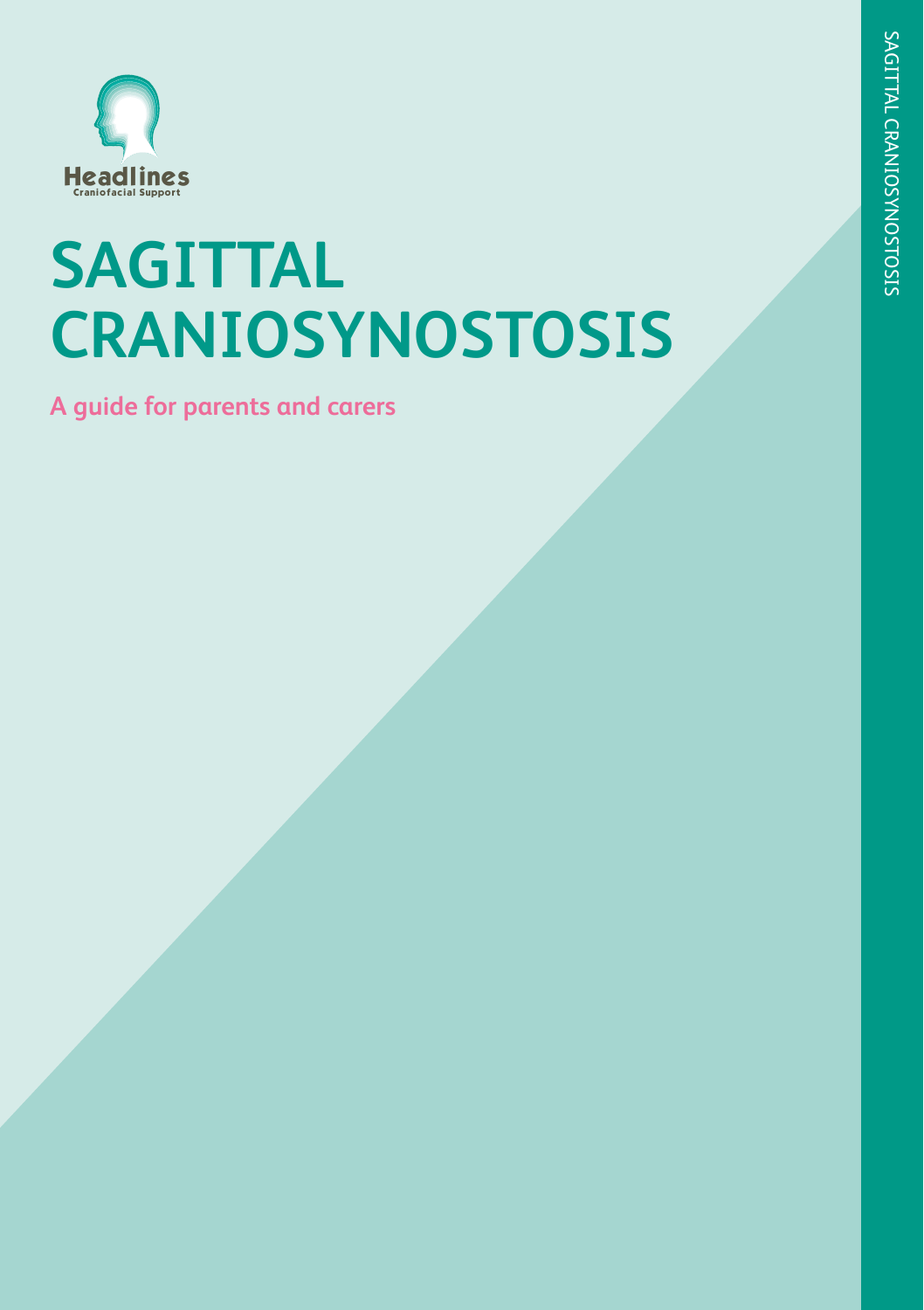Headlines
Craniofacial Support

# SAGITTAL CRANIOSYNOSTOSIS

**A guide for parents and carers**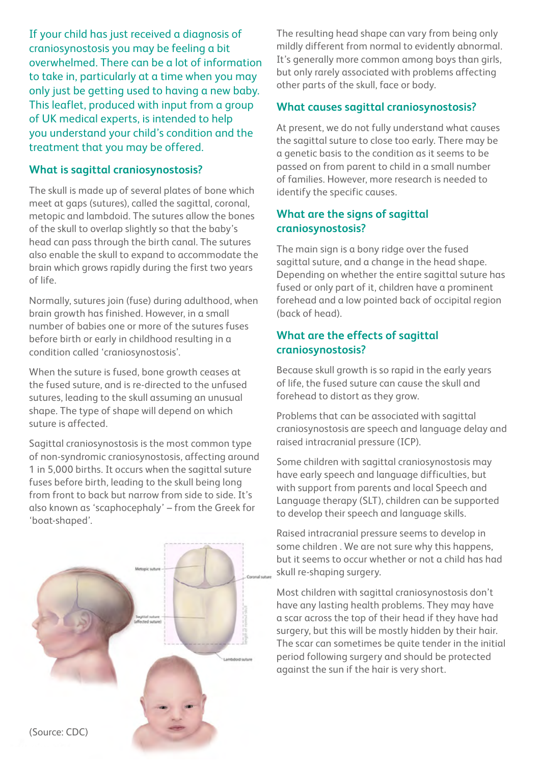If your child has just received a diagnosis of craniosynostosis you may be feeling a bit overwhelmed. There can be a lot of information to take in, particularly at a time when you may only just be getting used to having a new baby. This leaflet, produced with input from a group of UK medical experts, is intended to help you understand your child's condition and the treatment that you may be offered.

## What is sagittal craniosynostosis?

The skull is made up of several plates of bone which meet at gaps (sutures), called the sagittal, coronal, metopic and lambdoid. The sutures allow the bones of the skull to overlap slightly so that the baby's head can pass through the birth canal. The sutures also enable the skull to expand to accommodate the brain which grows rapidly during the first two years of life.

Normally, sutures join (fuse) during adulthood, when brain growth has finished. However, in a small number of babies one or more of the sutures fuses before birth or early in childhood resulting in a condition called 'craniosynostosis'.

When the suture is fused, bone growth ceases at the fused suture, and is re-directed to the unfused sutures, leading to the skull assuming an unusual shape. The type of shape will depend on which suture is affected.

Sagittal craniosynostosis is the most common type of non-syndromic craniosynostosis, affecting around 1 in 5,000 births. It occurs when the sagittal suture fuses before birth, leading to the skull being long from front to back but narrow from side to side. It's also known as 'scaphocephaly' – from the Greek for 'boat-shaped'.

Metopic suture

Coronal suture

Sagittal suture (affected suture)

Lambdoid suture

(Source: CDC)

The resulting head shape can vary from being only mildly different from normal to evidently abnormal. It's generally more common among boys than girls, but only rarely associated with problems affecting other parts of the skull, face or body.

## What causes sagittal craniosynostosis?

At present, we do not fully understand what causes the sagittal suture to close too early. There may be a genetic basis to the condition as it seems to be passed on from parent to child in a small number of families. However, more research is needed to identify the specific causes.

## What are the signs of sagittal craniosynostosis?

The main sign is a bony ridge over the fused sagittal suture, and a change in the head shape. Depending on whether the entire sagittal suture has fused or only part of it, children have a prominent forehead and a low pointed back of occipital region (back of head).

## What are the effects of sagittal craniosynostosis?

Because skull growth is so rapid in the early years of life, the fused suture can cause the skull and forehead to distort as they grow.

Problems that can be associated with sagittal craniosynostosis are speech and language delay and raised intracranial pressure (ICP).

Some children with sagittal craniosynostosis may have early speech and language difficulties, but with support from parents and local Speech and Language therapy (SLT), children can be supported to develop their speech and language skills.

Raised intracranial pressure seems to develop in some children . We are not sure why this happens, but it seems to occur whether or not a child has had skull re-shaping surgery.

Most children with sagittal craniosynostosis don't have any lasting health problems. They may have a scar across the top of their head if they have had surgery, but this will be mostly hidden by their hair. The scar can sometimes be quite tender in the initial period following surgery and should be protected against the sun if the hair is very short.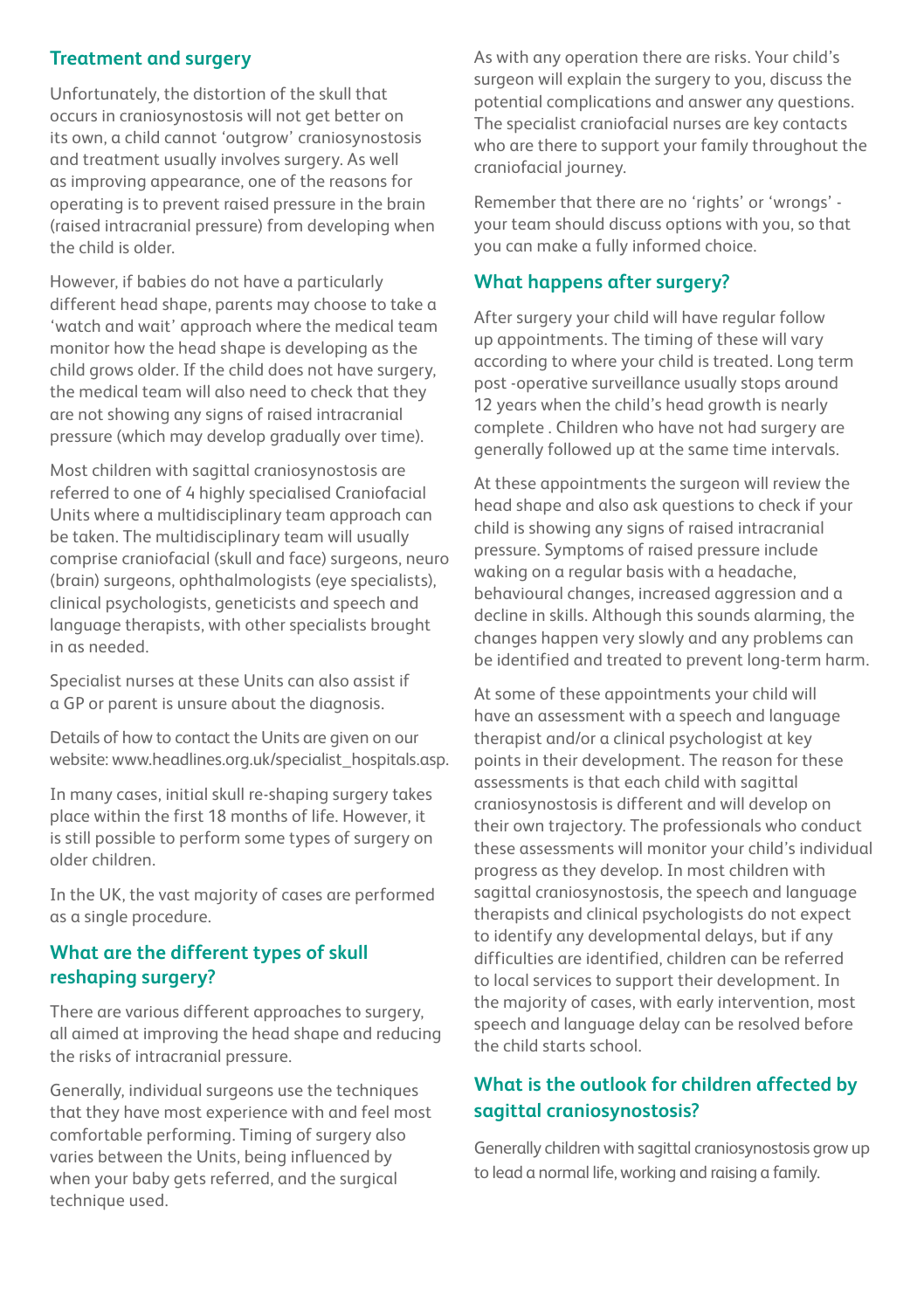## Treatment and surgery

Unfortunately, the distortion of the skull that occurs in craniosynostosis will not get better on its own, a child cannot 'outgrow' craniosynostosis and treatment usually involves surgery. As well as improving appearance, one of the reasons for operating is to prevent raised pressure in the brain (raised intracranial pressure) from developing when the child is older.

However, if babies do not have a particularly different head shape, parents may choose to take a 'watch and wait' approach where the medical team monitor how the head shape is developing as the child grows older. If the child does not have surgery, the medical team will also need to check that they are not showing any signs of raised intracranial pressure (which may develop gradually over time).

Most children with sagittal craniosynostosis are referred to one of 4 highly specialised Craniofacial Units where a multidisciplinary team approach can be taken. The multidisciplinary team will usually comprise craniofacial (skull and face) surgeons, neuro (brain) surgeons, ophthalmologists (eye specialists), clinical psychologists, geneticists and speech and language therapists, with other specialists brought in as needed.

Specialist nurses at these Units can also assist if a GP or parent is unsure about the diagnosis.

Details of how to contact the Units are given on our website: www.headlines.org.uk/specialist_hospitals.asp.

In many cases, initial skull re-shaping surgery takes place within the first 18 months of life. However, it is still possible to perform some types of surgery on older children.

In the UK, the vast majority of cases are performed as a single procedure.

## What are the different types of skull reshaping surgery?

There are various different approaches to surgery, all aimed at improving the head shape and reducing the risks of intracranial pressure.

Generally, individual surgeons use the techniques that they have most experience with and feel most comfortable performing. Timing of surgery also varies between the Units, being influenced by when your baby gets referred, and the surgical technique used.

As with any operation there are risks. Your child's surgeon will explain the surgery to you, discuss the potential complications and answer any questions. The specialist craniofacial nurses are key contacts who are there to support your family throughout the craniofacial journey.

Remember that there are no 'rights' or 'wrongs' - your team should discuss options with you, so that you can make a fully informed choice.

## What happens after surgery?

After surgery your child will have regular follow up appointments. The timing of these will vary according to where your child is treated. Long term post -operative surveillance usually stops around 12 years when the child's head growth is nearly complete . Children who have not had surgery are generally followed up at the same time intervals.

At these appointments the surgeon will review the head shape and also ask questions to check if your child is showing any signs of raised intracranial pressure. Symptoms of raised pressure include waking on a regular basis with a headache, behavioural changes, increased aggression and a decline in skills. Although this sounds alarming, the changes happen very slowly and any problems can be identified and treated to prevent long-term harm.

At some of these appointments your child will have an assessment with a speech and language therapist and/or a clinical psychologist at key points in their development. The reason for these assessments is that each child with sagittal craniosynostosis is different and will develop on their own trajectory. The professionals who conduct these assessments will monitor your child's individual progress as they develop. In most children with sagittal craniosynostosis, the speech and language therapists and clinical psychologists do not expect to identify any developmental delays, but if any difficulties are identified, children can be referred to local services to support their development. In the majority of cases, with early intervention, most speech and language delay can be resolved before the child starts school.

## What is the outlook for children affected by sagittal craniosynostosis?

Generally children with sagittal craniosynostosis grow up to lead a normal life, working and raising a family.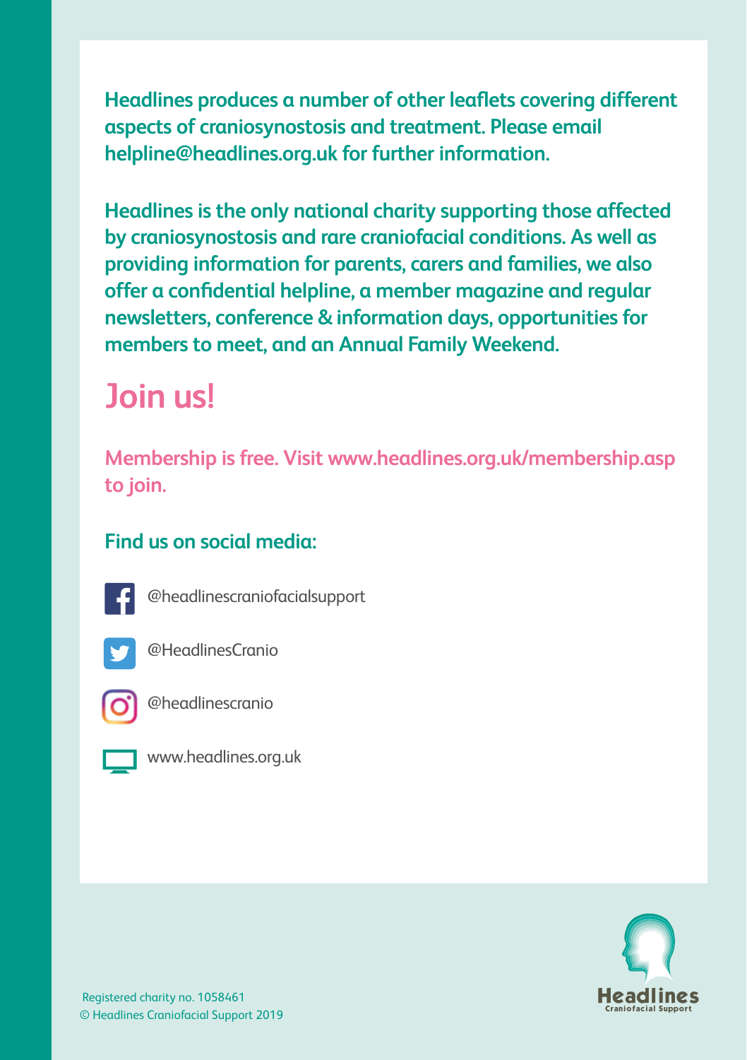**Headlines produces a number of other leaflets covering different aspects of craniosynostosis and treatment. Please email helpline@headlines.org.uk for further information.**

**Headlines is the only national charity supporting those affected by craniosynostosis and rare craniofacial conditions. As well as providing information for parents, carers and families, we also offer a confidential helpline, a member magazine and regular newsletters, conference & information days, opportunities for members to meet, and an Annual Family Weekend.**

# Join us!

**Membership is free. Visit www.headlines.org.uk/membership.asp to join.**

## Find us on social media:

@headlinescraniofacialsupport

@HeadlinesCranio

@headlinescranio

www.headlines.org.uk

Registered charity no. 1058461
© Headlines Craniofacial Support 2019

Headlines
Craniofacial Support